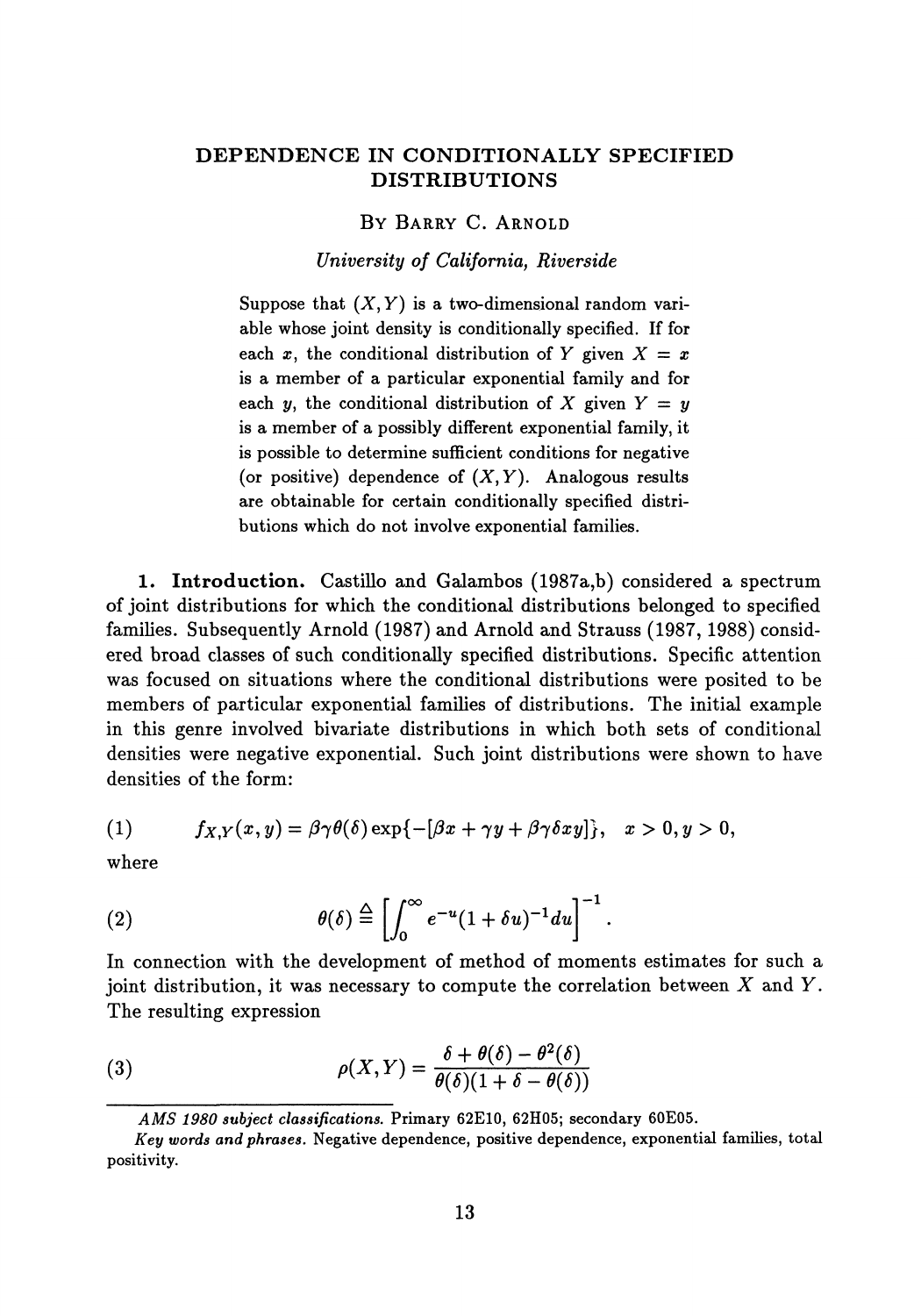# DEPENDENCE IN CONDITIONALLY SPECIFIED DISTRIBUTIONS

BY BARRY C. ARNOLD

*University of California, Riverside*

Suppose that $(X, Y)$ is a two-dimensional random variable whose joint density is conditionally specified. If for each $x$, the conditional distribution of $Y$ given $X = x$ is a member of a particular exponential family and for each $y$, the conditional distribution of $X$ given $Y = y$ is a member of a possibly different exponential family, it is possible to determine sufficient conditions for negative (or positive) dependence of $(X, Y)$. Analogous results are obtainable for certain conditionally specified distributions which do not involve exponential families.

**1. Introduction.** Castillo and Galambos (1987a,b) considered a spectrum of joint distributions for which the conditional distributions belonged to specified families. Subsequently Arnold (1987) and Arnold and Strauss (1987, 1988) considered broad classes of such conditionally specified distributions. Specific attention was focused on situations where the conditional distributions were posited to be members of particular exponential families of distributions. The initial example in this genre involved bivariate distributions in which both sets of conditional densities were negative exponential. Such joint distributions were shown to have densities of the form:

$$f_{X,Y}(x, y) = \beta\gamma\theta(\delta)\exp\{-[\beta x + \gamma y + \beta\gamma\delta xy]\}, \quad x > 0, y > 0, \tag{1}$$

where

$$\theta(\delta) \triangleq \left[\int_0^\infty e^{-u}(1 + \delta u)^{-1} du\right]^{-1}. \tag{2}$$

In connection with the development of method of moments estimates for such a joint distribution, it was necessary to compute the correlation between $X$ and $Y$. The resulting expression

$$\rho(X, Y) = \frac{\delta + \theta(\delta) - \theta^2(\delta)}{\theta(\delta)(1 + \delta - \theta(\delta))} \tag{3}$$

---

*AMS 1980 subject classifications.* Primary 62E10, 62H05; secondary 60E05.

*Key words and phrases.* Negative dependence, positive dependence, exponential families, total positivity.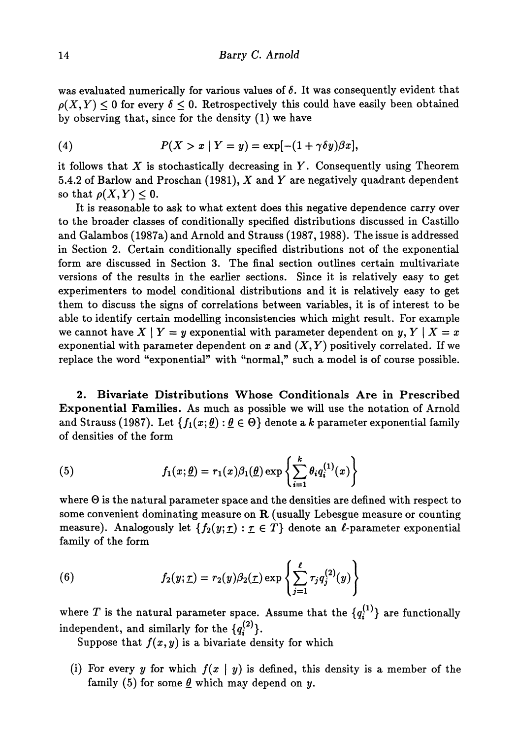was evaluated numerically for various values of $\delta$. It was consequently evident that $\rho(X,Y) \le 0$ for every $\delta \le 0$. Retrospectively this could have easily been obtained by observing that, since for the density (1) we have

$$P(X > x \mid Y = y) = \exp[-(1 + \gamma\delta y)\beta x], \tag{4}$$

it follows that $X$ is stochastically decreasing in $Y$. Consequently using Theorem 5.4.2 of Barlow and Proschan (1981), $X$ and $Y$ are negatively quadrant dependent so that $\rho(X,Y) \le 0$.

It is reasonable to ask to what extent does this negative dependence carry over to the broader classes of conditionally specified distributions discussed in Castillo and Galambos (1987a) and Arnold and Strauss (1987, 1988). The issue is addressed in Section 2. Certain conditionally specified distributions not of the exponential form are discussed in Section 3. The final section outlines certain multivariate versions of the results in the earlier sections. Since it is relatively easy to get experimenters to model conditional distributions and it is relatively easy to get them to discuss the signs of correlations between variables, it is of interest to be able to identify certain modelling inconsistencies which might result. For example we cannot have $X \mid Y = y$ exponential with parameter dependent on $y$, $Y \mid X = x$ exponential with parameter dependent on $x$ and $(X,Y)$ positively correlated. If we replace the word "exponential" with "normal," such a model is of course possible.

## 2. Bivariate Distributions Whose Conditionals Are in Prescribed Exponential Families.

As much as possible we will use the notation of Arnold and Strauss (1987). Let $\{f_1(x;\underline{\theta}) : \underline{\theta} \in \Theta\}$ denote a $k$ parameter exponential family of densities of the form

$$f_1(x;\underline{\theta}) = r_1(x)\beta_1(\underline{\theta}) \exp\left\{\sum_{i=1}^{k} \theta_i q_i^{(1)}(x)\right\} \tag{5}$$

where $\Theta$ is the natural parameter space and the densities are defined with respect to some convenient dominating measure on $\mathbf{R}$ (usually Lebesgue measure or counting measure). Analogously let $\{f_2(y;\underline{\tau}) : \underline{\tau} \in T\}$ denote an $\ell$-parameter exponential family of the form

$$f_2(y;\underline{\tau}) = r_2(y)\beta_2(\underline{\tau}) \exp\left\{\sum_{j=1}^{\ell} \tau_j q_j^{(2)}(y)\right\} \tag{6}$$

where $T$ is the natural parameter space. Assume that the $\{q_i^{(1)}\}$ are functionally independent, and similarly for the $\{q_i^{(2)}\}$.

Suppose that $f(x,y)$ is a bivariate density for which

(i) For every $y$ for which $f(x \mid y)$ is defined, this density is a member of the family (5) for some $\underline{\theta}$ which may depend on $y$.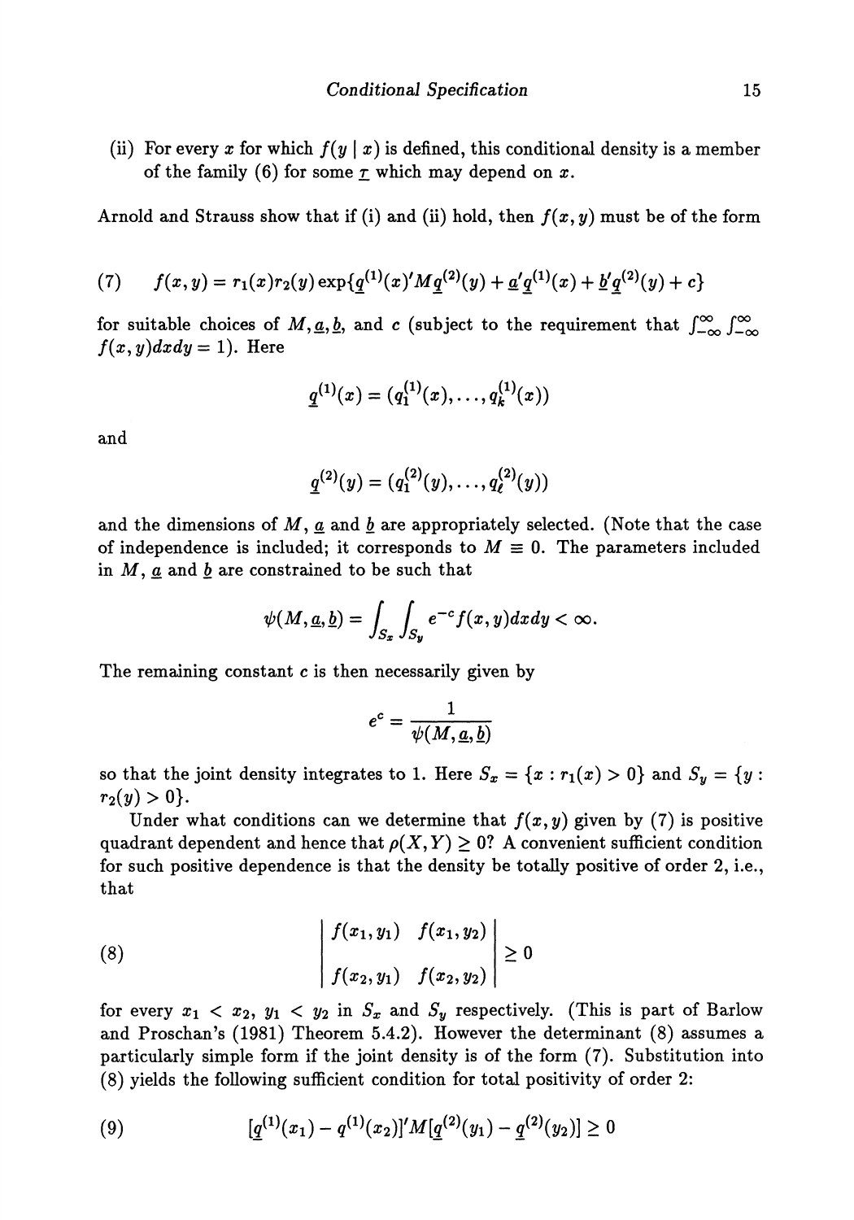(ii) For every $x$ for which $f(y \mid x)$ is defined, this conditional density is a member of the family (6) for some $\underline{\tau}$ which may depend on $x$.

Arnold and Strauss show that if (i) and (ii) hold, then $f(x, y)$ must be of the form

$$(7) \qquad f(x,y) = r_1(x) r_2(y) \exp\{\underline{q}^{(1)}(x)' M \underline{q}^{(2)}(y) + \underline{a}'\underline{q}^{(1)}(x) + \underline{b}'\underline{q}^{(2)}(y) + c\}$$

for suitable choices of $M, \underline{a}, \underline{b}$, and $c$ (subject to the requirement that $\int_{-\infty}^{\infty}\int_{-\infty}^{\infty} f(x,y)dxdy = 1$). Here

$$\underline{q}^{(1)}(x) = (q_1^{(1)}(x), \ldots, q_k^{(1)}(x))$$

and

$$\underline{q}^{(2)}(y) = (q_1^{(2)}(y), \ldots, q_\ell^{(2)}(y))$$

and the dimensions of $M$, $\underline{a}$ and $\underline{b}$ are appropriately selected. (Note that the case of independence is included; it corresponds to $M \equiv 0$. The parameters included in $M$, $\underline{a}$ and $\underline{b}$ are constrained to be such that

$$\psi(M, \underline{a}, \underline{b}) = \int_{S_x}\int_{S_y} e^{-c} f(x,y) dx dy < \infty.$$

The remaining constant $c$ is then necessarily given by

$$e^c = \frac{1}{\psi(M, \underline{a}, \underline{b})}$$

so that the joint density integrates to 1. Here $S_x = \{x : r_1(x) > 0\}$ and $S_y = \{y : r_2(y) > 0\}$.

Under what conditions can we determine that $f(x, y)$ given by (7) is positive quadrant dependent and hence that $\rho(X, Y) \geq 0$? A convenient sufficient condition for such positive dependence is that the density be totally positive of order 2, i.e., that

$$(8) \qquad \begin{vmatrix} f(x_1, y_1) & f(x_1, y_2) \\ f(x_2, y_1) & f(x_2, y_2) \end{vmatrix} \geq 0$$

for every $x_1 < x_2$, $y_1 < y_2$ in $S_x$ and $S_y$ respectively. (This is part of Barlow and Proschan's (1981) Theorem 5.4.2). However the determinant (8) assumes a particularly simple form if the joint density is of the form (7). Substitution into (8) yields the following sufficient condition for total positivity of order 2:

$$(9) \qquad [\underline{q}^{(1)}(x_1) - \underline{q}^{(1)}(x_2)]' M [\underline{q}^{(2)}(y_1) - \underline{q}^{(2)}(y_2)] \geq 0$$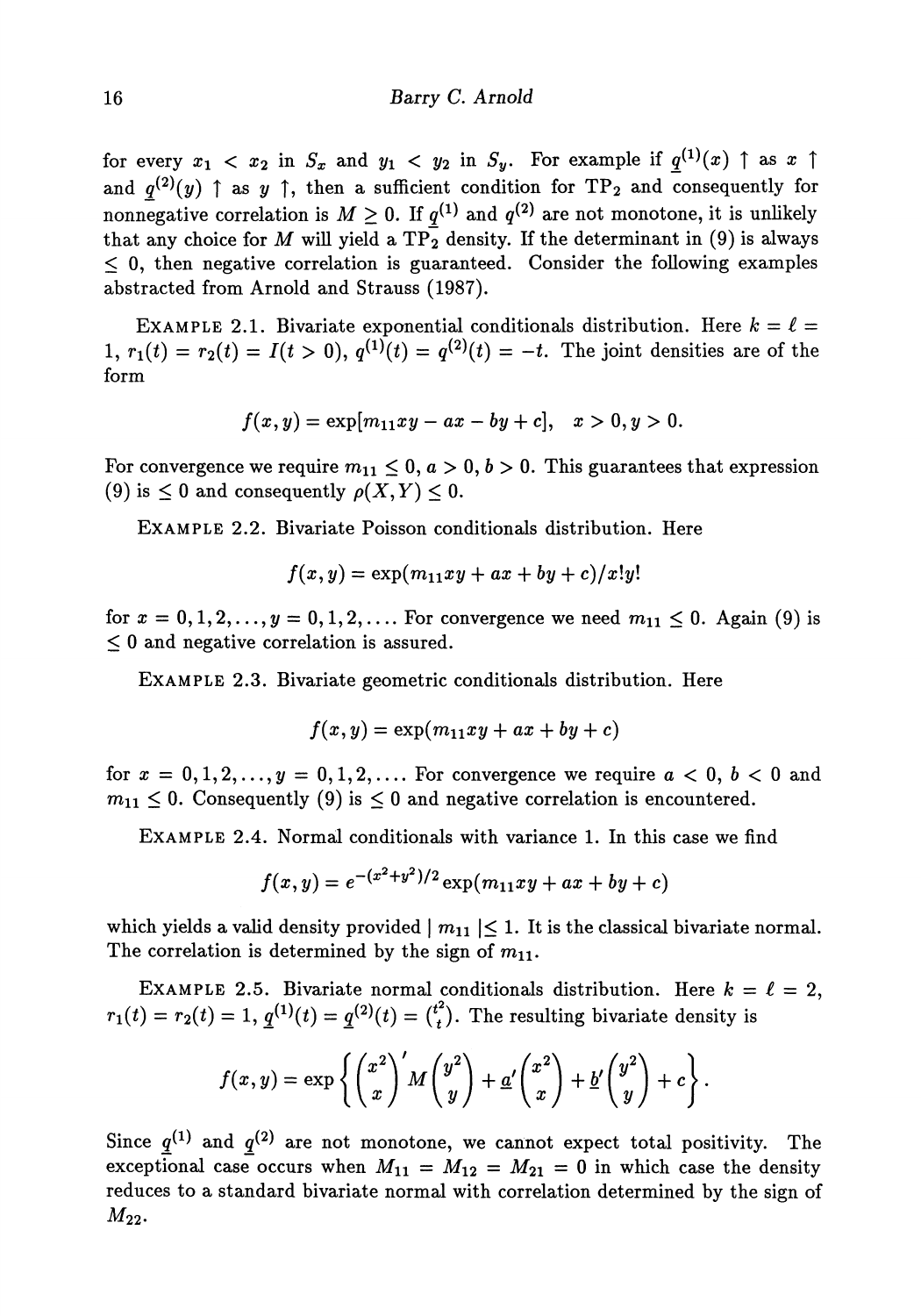for every $x_1 < x_2$ in $S_x$ and $y_1 < y_2$ in $S_y$. For example if $\underline{q}^{(1)}(x) \uparrow$ as $x \uparrow$ and $\underline{q}^{(2)}(y) \uparrow$ as $y \uparrow$, then a sufficient condition for $\text{TP}_2$ and consequently for nonnegative correlation is $M \geq 0$. If $\underline{q}^{(1)}$ and $q^{(2)}$ are not monotone, it is unlikely that any choice for $M$ will yield a $\text{TP}_2$ density. If the determinant in (9) is always $\leq 0$, then negative correlation is guaranteed. Consider the following examples abstracted from Arnold and Strauss (1987).

EXAMPLE 2.1. Bivariate exponential conditionals distribution. Here $k = \ell = 1$, $r_1(t) = r_2(t) = I(t > 0)$, $q^{(1)}(t) = q^{(2)}(t) = -t$. The joint densities are of the form

$$f(x, y) = \exp[m_{11}xy - ax - by + c], \quad x > 0, y > 0.$$

For convergence we require $m_{11} \leq 0$, $a > 0$, $b > 0$. This guarantees that expression (9) is $\leq 0$ and consequently $\rho(X, Y) \leq 0$.

EXAMPLE 2.2. Bivariate Poisson conditionals distribution. Here

$$f(x, y) = \exp(m_{11}xy + ax + by + c)/x!y!$$

for $x = 0, 1, 2, \ldots, y = 0, 1, 2, \ldots$. For convergence we need $m_{11} \leq 0$. Again (9) is $\leq 0$ and negative correlation is assured.

EXAMPLE 2.3. Bivariate geometric conditionals distribution. Here

$$f(x, y) = \exp(m_{11}xy + ax + by + c)$$

for $x = 0, 1, 2, \ldots, y = 0, 1, 2, \ldots$. For convergence we require $a < 0$, $b < 0$ and $m_{11} \leq 0$. Consequently (9) is $\leq 0$ and negative correlation is encountered.

EXAMPLE 2.4. Normal conditionals with variance 1. In this case we find

$$f(x, y) = e^{-(x^2+y^2)/2} \exp(m_{11}xy + ax + by + c)$$

which yields a valid density provided $| m_{11} | \leq 1$. It is the classical bivariate normal. The correlation is determined by the sign of $m_{11}$.

EXAMPLE 2.5. Bivariate normal conditionals distribution. Here $k = \ell = 2$, $r_1(t) = r_2(t) = 1$, $\underline{q}^{(1)}(t) = \underline{q}^{(2)}(t) = \binom{t^2}{t}$. The resulting bivariate density is

$$f(x, y) = \exp\left\{ \binom{x^2}{x}' M \binom{y^2}{y} + \underline{a}' \binom{x^2}{x} + \underline{b}' \binom{y^2}{y} + c \right\}.$$

Since $\underline{q}^{(1)}$ and $\underline{q}^{(2)}$ are not monotone, we cannot expect total positivity. The exceptional case occurs when $M_{11} = M_{12} = M_{21} = 0$ in which case the density reduces to a standard bivariate normal with correlation determined by the sign of $M_{22}$.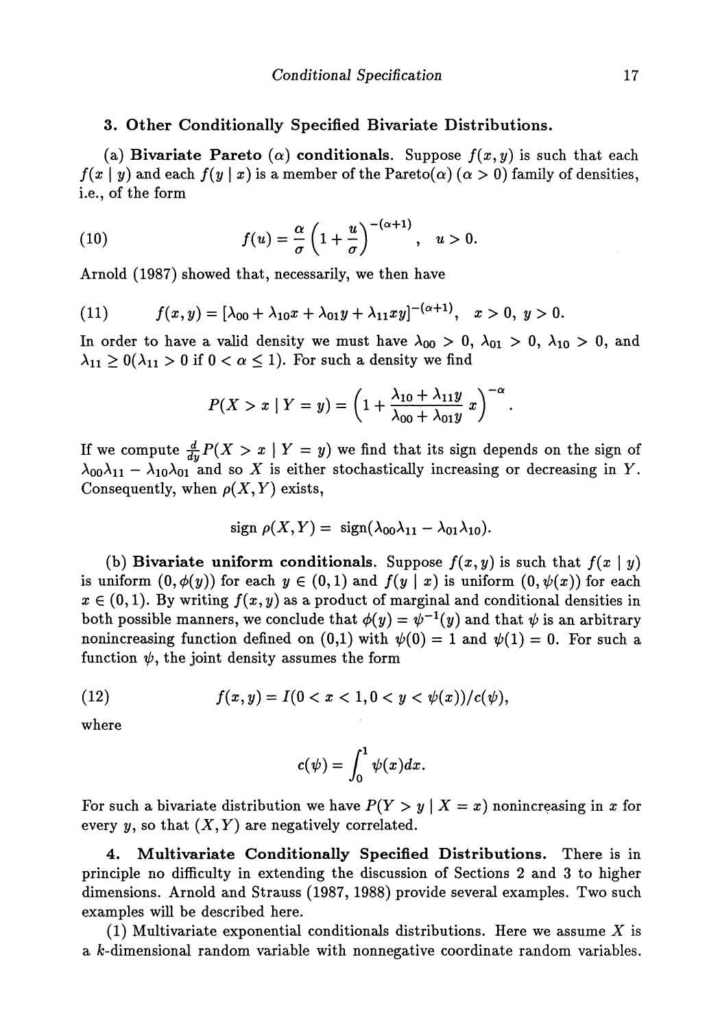### 3. Other Conditionally Specified Bivariate Distributions.

(a) **Bivariate Pareto ($\alpha$) conditionals.** Suppose $f(x,y)$ is such that each $f(x \mid y)$ and each $f(y \mid x)$ is a member of the Pareto($\alpha$) ($\alpha > 0$) family of densities, i.e., of the form

$$f(u) = \frac{\alpha}{\sigma}\left(1 + \frac{u}{\sigma}\right)^{-(\alpha+1)}, \quad u > 0. \tag{10}$$

Arnold (1987) showed that, necessarily, we then have

$$f(x,y) = [\lambda_{00} + \lambda_{10}x + \lambda_{01}y + \lambda_{11}xy]^{-(\alpha+1)}, \quad x > 0,\ y > 0. \tag{11}$$

In order to have a valid density we must have $\lambda_{00} > 0$, $\lambda_{01} > 0$, $\lambda_{10} > 0$, and $\lambda_{11} \geq 0 (\lambda_{11} > 0$ if $0 < \alpha \leq 1)$. For such a density we find

$$P(X > x \mid Y = y) = \left(1 + \frac{\lambda_{10} + \lambda_{11}y}{\lambda_{00} + \lambda_{01}y}\,x\right)^{-\alpha}.$$

If we compute $\frac{d}{dy}P(X > x \mid Y = y)$ we find that its sign depends on the sign of $\lambda_{00}\lambda_{11} - \lambda_{10}\lambda_{01}$ and so $X$ is either stochastically increasing or decreasing in $Y$. Consequently, when $\rho(X,Y)$ exists,

$$\operatorname{sign} \rho(X,Y) = \operatorname{sign}(\lambda_{00}\lambda_{11} - \lambda_{01}\lambda_{10}).$$

(b) **Bivariate uniform conditionals.** Suppose $f(x,y)$ is such that $f(x \mid y)$ is uniform $(0, \phi(y))$ for each $y \in (0,1)$ and $f(y \mid x)$ is uniform $(0, \psi(x))$ for each $x \in (0,1)$. By writing $f(x,y)$ as a product of marginal and conditional densities in both possible manners, we conclude that $\phi(y) = \psi^{-1}(y)$ and that $\psi$ is an arbitrary nonincreasing function defined on (0,1) with $\psi(0) = 1$ and $\psi(1) = 0$. For such a function $\psi$, the joint density assumes the form

$$f(x,y) = I(0 < x < 1, 0 < y < \psi(x))/c(\psi), \tag{12}$$

where

$$c(\psi) = \int_0^1 \psi(x)dx.$$

For such a bivariate distribution we have $P(Y > y \mid X = x)$ nonincreasing in $x$ for every $y$, so that $(X,Y)$ are negatively correlated.

### 4. Multivariate Conditionally Specified Distributions.

There is in principle no difficulty in extending the discussion of Sections 2 and 3 to higher dimensions. Arnold and Strauss (1987, 1988) provide several examples. Two such examples will be described here.

(1) Multivariate exponential conditionals distributions. Here we assume $X$ is a $k$-dimensional random variable with nonnegative coordinate random variables.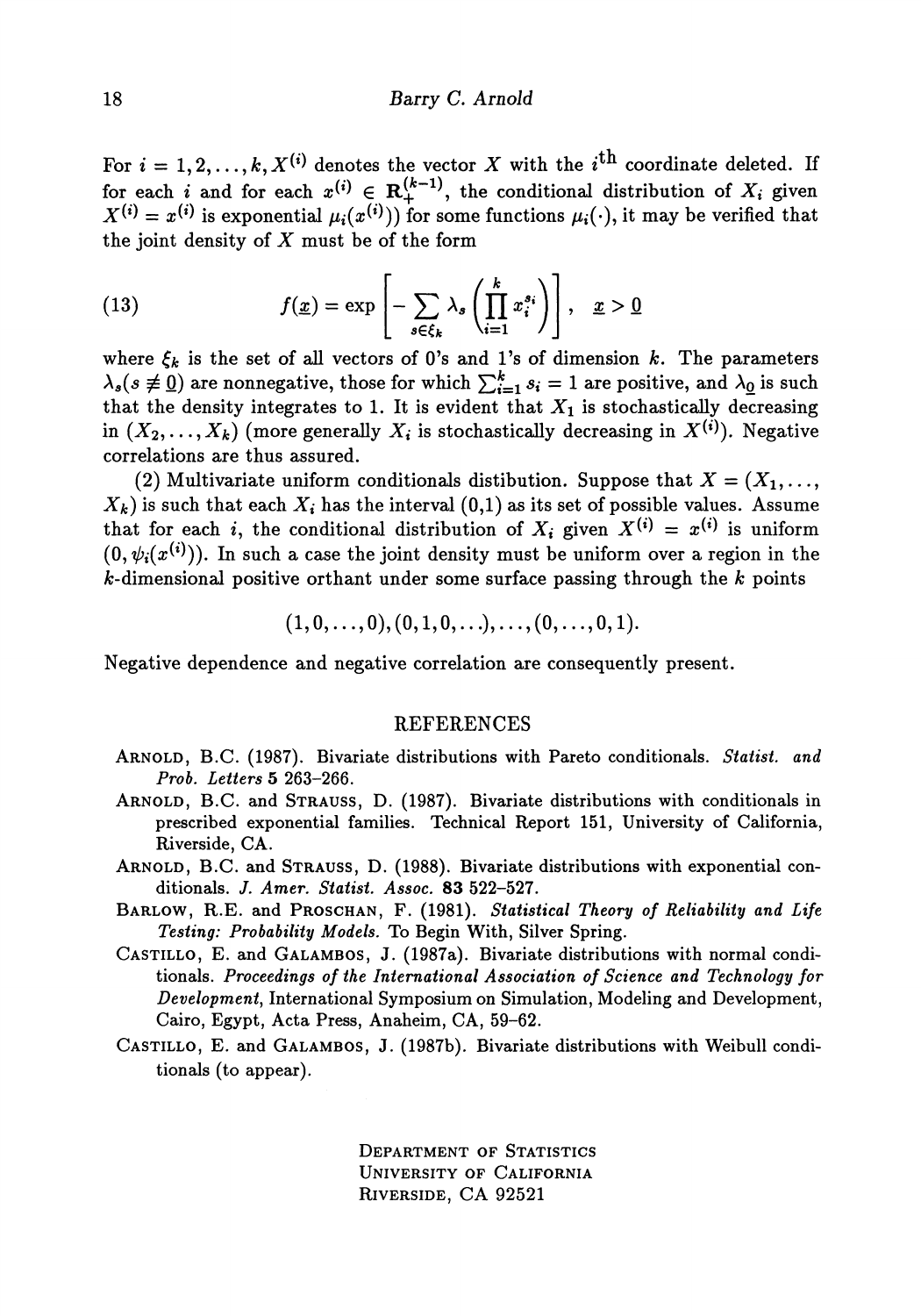For $i = 1, 2, \ldots, k$, $X^{(i)}$ denotes the vector $X$ with the $i^{\text{th}}$ coordinate deleted. If for each $i$ and for each $x^{(i)} \in \mathbf{R}_+^{(k-1)}$, the conditional distribution of $X_i$ given $X^{(i)} = x^{(i)}$ is exponential $\mu_i(x^{(i)}))$ for some functions $\mu_i(\cdot)$, it may be verified that the joint density of $X$ must be of the form

$$f(\underline{x}) = \exp\left[-\sum_{s \in \xi_k} \lambda_s \left(\prod_{i=1}^{k} x_i^{s_i}\right)\right], \quad \underline{x} > \underline{0} \tag{13}$$

where $\xi_k$ is the set of all vectors of 0's and 1's of dimension $k$. The parameters $\lambda_s (s \not\equiv \underline{0})$ are nonnegative, those for which $\sum_{i=1}^{k} s_i = 1$ are positive, and $\lambda_{\underline{0}}$ is such that the density integrates to 1. It is evident that $X_1$ is stochastically decreasing in $(X_2, \ldots, X_k)$ (more generally $X_i$ is stochastically decreasing in $X^{(i)}$). Negative correlations are thus assured.

(2) Multivariate uniform conditionals distibution. Suppose that $X = (X_1, \ldots, X_k)$ is such that each $X_i$ has the interval (0,1) as its set of possible values. Assume that for each $i$, the conditional distribution of $X_i$ given $X^{(i)} = x^{(i)}$ is uniform $(0, \psi_i(x^{(i)}))$. In such a case the joint density must be uniform over a region in the $k$-dimensional positive orthant under some surface passing through the $k$ points

$$(1, 0, \ldots, 0), (0, 1, 0, \ldots), \ldots, (0, \ldots, 0, 1).$$

Negative dependence and negative correlation are consequently present.

## REFERENCES

Arnold, B.C. (1987). Bivariate distributions with Pareto conditionals. *Statist. and Prob. Letters* **5** 263–266.

Arnold, B.C. and Strauss, D. (1987). Bivariate distributions with conditionals in prescribed exponential families. Technical Report 151, University of California, Riverside, CA.

Arnold, B.C. and Strauss, D. (1988). Bivariate distributions with exponential conditionals. *J. Amer. Statist. Assoc.* **83** 522–527.

Barlow, R.E. and Proschan, F. (1981). *Statistical Theory of Reliability and Life Testing: Probability Models.* To Begin With, Silver Spring.

Castillo, E. and Galambos, J. (1987a). Bivariate distributions with normal conditionals. *Proceedings of the International Association of Science and Technology for Development*, International Symposium on Simulation, Modeling and Development, Cairo, Egypt, Acta Press, Anaheim, CA, 59–62.

Castillo, E. and Galambos, J. (1987b). Bivariate distributions with Weibull conditionals (to appear).

Department of Statistics
University of California
Riverside, CA 92521